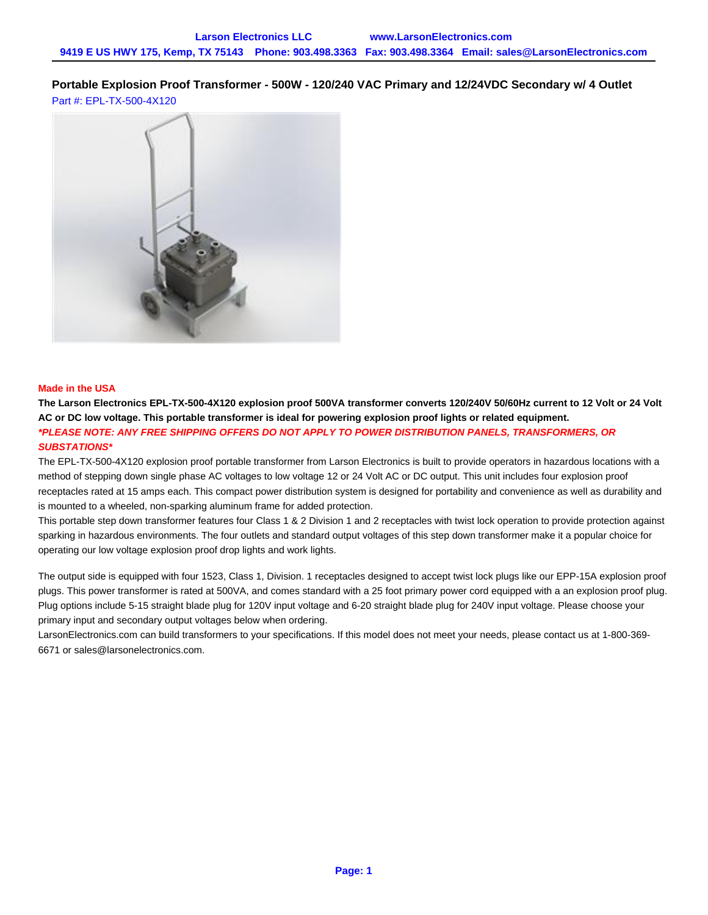# Portable Explosion Proof Transformer - 500W - 120/240 VAC Primary and 12/24VDC Secondary w/ 4 Outlet

Part #: EPL-TX-500-4X120

**Made in the USA**

**The Larson Electronics EPL-TX-500-4X120 explosion proof 500VA transformer converts 120/240V 50/60Hz current to 12 Volt or 24 Volt AC or DC low voltage. This portable transformer is ideal for powering explosion proof lights or related equipment.**

***\*PLEASE NOTE: ANY FREE SHIPPING OFFERS DO NOT APPLY TO POWER DISTRIBUTION PANELS, TRANSFORMERS, OR SUBSTATIONS\****

The EPL-TX-500-4X120 explosion proof portable transformer from Larson Electronics is built to provide operators in hazardous locations with a method of stepping down single phase AC voltages to low voltage 12 or 24 Volt AC or DC output. This unit includes four explosion proof receptacles rated at 15 amps each. This compact power distribution system is designed for portability and convenience as well as durability and is mounted to a wheeled, non-sparking aluminum frame for added protection.

This portable step down transformer features four Class 1 & 2 Division 1 and 2 receptacles with twist lock operation to provide protection against sparking in hazardous environments. The four outlets and standard output voltages of this step down transformer make it a popular choice for operating our low voltage explosion proof drop lights and work lights.

The output side is equipped with four 1523, Class 1, Division. 1 receptacles designed to accept twist lock plugs like our EPP-15A explosion proof plugs. This power transformer is rated at 500VA, and comes standard with a 25 foot primary power cord equipped with a an explosion proof plug. Plug options include 5-15 straight blade plug for 120V input voltage and 6-20 straight blade plug for 240V input voltage. Please choose your primary input and secondary output voltages below when ordering.

LarsonElectronics.com can build transformers to your specifications. If this model does not meet your needs, please contact us at 1-800-369-6671 or sales@larsonelectronics.com.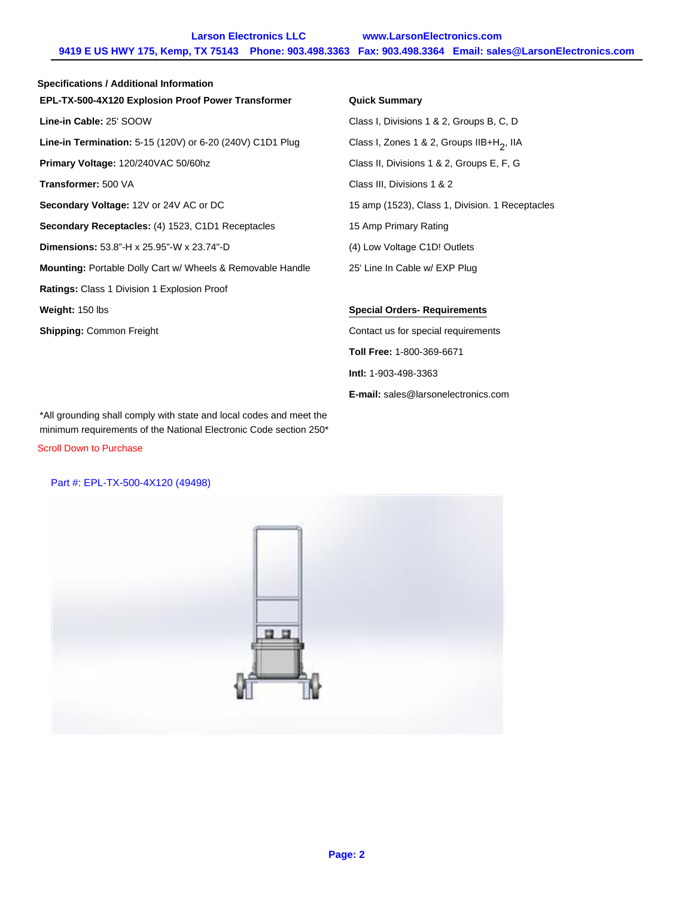## Specifications / Additional Information

**EPL-TX-500-4X120 Explosion Proof Power Transformer**

**Line-in Cable:** 25' SOOW

**Line-in Termination:** 5-15 (120V) or 6-20 (240V) C1D1 Plug

**Primary Voltage:** 120/240VAC 50/60hz

**Transformer:** 500 VA

**Secondary Voltage:** 12V or 24V AC or DC

**Secondary Receptacles:** (4) 1523, C1D1 Receptacles

**Dimensions:** 53.8"-H x 25.95"-W x 23.74"-D

**Mounting:** Portable Dolly Cart w/ Wheels & Removable Handle

**Ratings:** Class 1 Division 1 Explosion Proof

**Weight:** 150 lbs

**Shipping:** Common Freight

**Quick Summary**

Class I, Divisions 1 & 2, Groups B, C, D

Class I, Zones 1 & 2, Groups IIB+$H_2$, IIA

Class II, Divisions 1 & 2, Groups E, F, G

Class III, Divisions 1 & 2

15 amp (1523), Class 1, Division. 1 Receptacles

15 Amp Primary Rating

(4) Low Voltage C1D! Outlets

25' Line In Cable w/ EXP Plug

**Special Orders- Requirements**

Contact us for special requirements

**Toll Free:** 1-800-369-6671

**Intl:** 1-903-498-3363

**E-mail:** sales@larsonelectronics.com

*All grounding shall comply with state and local codes and meet the minimum requirements of the National Electronic Code section 250*

Scroll Down to Purchase

Part #: EPL-TX-500-4X120 (49498)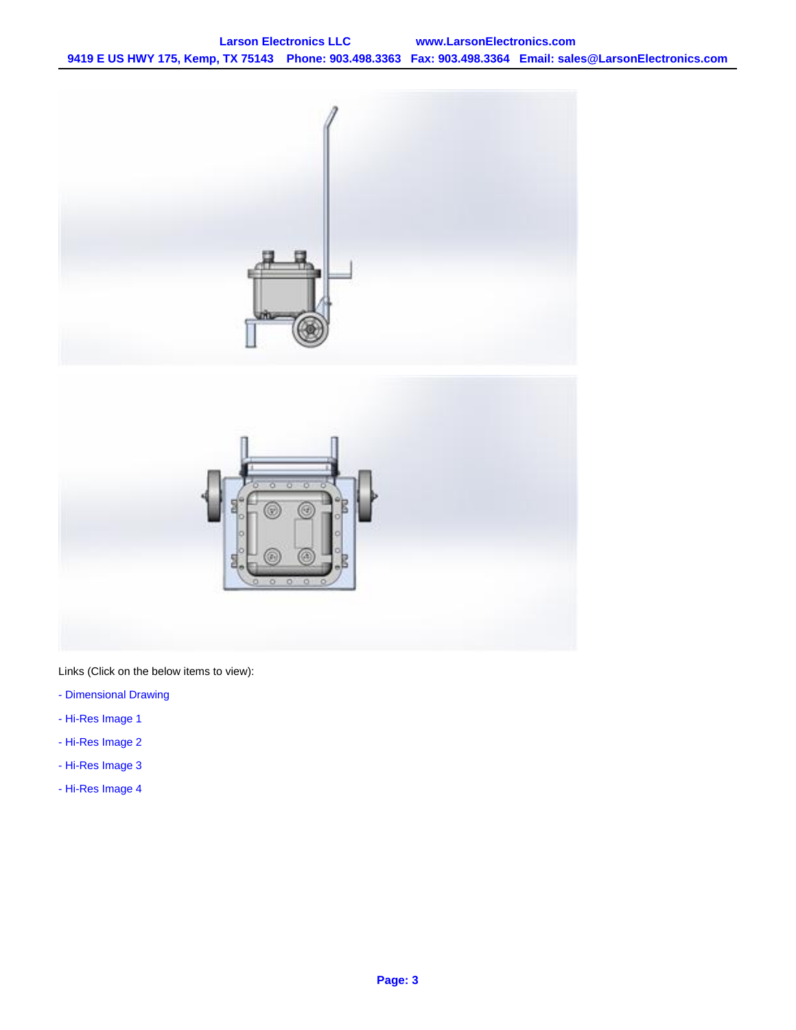Links (Click on the below items to view):

- Dimensional Drawing
- Hi-Res Image 1
- Hi-Res Image 2
- Hi-Res Image 3
- Hi-Res Image 4